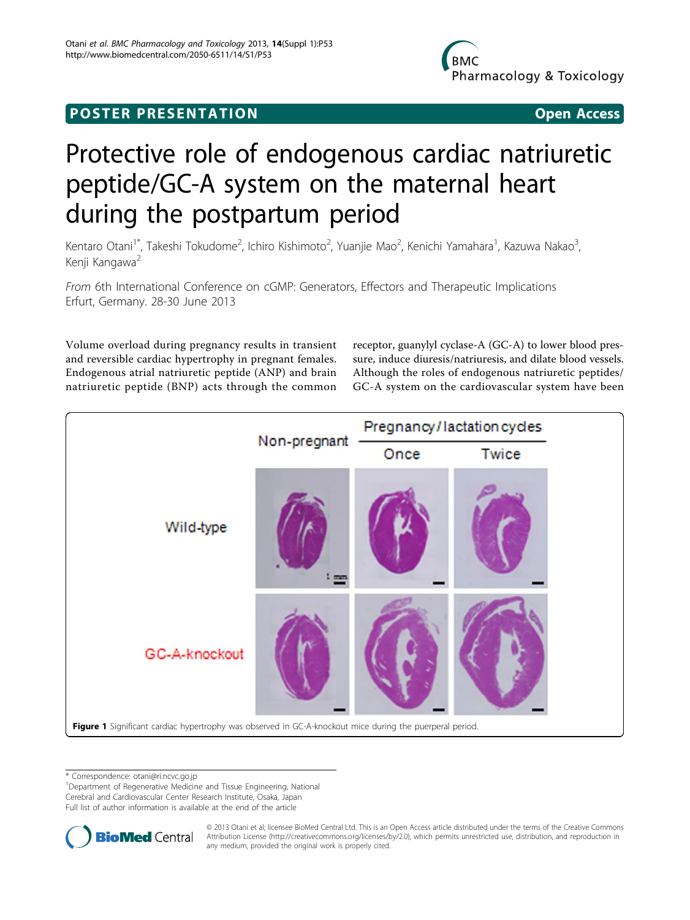POSTER PRESENTATION Open Access

# Protective role of endogenous cardiac natriuretic peptide/GC-A system on the maternal heart during the postpartum period

Kentaro Otani[1*], Takeshi Tokudome[2], Ichiro Kishimoto[2], Yuanjie Mao[2], Kenichi Yamahara[1], Kazuwa Nakao[3], Kenji Kangawa[2]

*From* 6th International Conference on cGMP: Generators, Effectors and Therapeutic Implications
Erfurt, Germany. 28-30 June 2013

Volume overload during pregnancy results in transient and reversible cardiac hypertrophy in pregnant females. Endogenous atrial natriuretic peptide (ANP) and brain natriuretic peptide (BNP) acts through the common receptor, guanylyl cyclase-A (GC-A) to lower blood pressure, induce diuresis/natriuresis, and dilate blood vessels. Although the roles of endogenous natriuretic peptides/GC-A system on the cardiovascular system have been

**Figure 1** Significant cardiac hypertrophy was observed in GC-A-knockout mice during the puerperal period.

* Correspondence: otani@ri.ncvc.go.jp
[1]Department of Regenerative Medicine and Tissue Engineering, National Cerebral and Cardiovascular Center Research Institute, Osaka, Japan
Full list of author information is available at the end of the article

© 2013 Otani et al; licensee BioMed Central Ltd. This is an Open Access article distributed under the terms of the Creative Commons Attribution License (http://creativecommons.org/licenses/by/2.0), which permits unrestricted use, distribution, and reproduction in any medium, provided the original work is properly cited.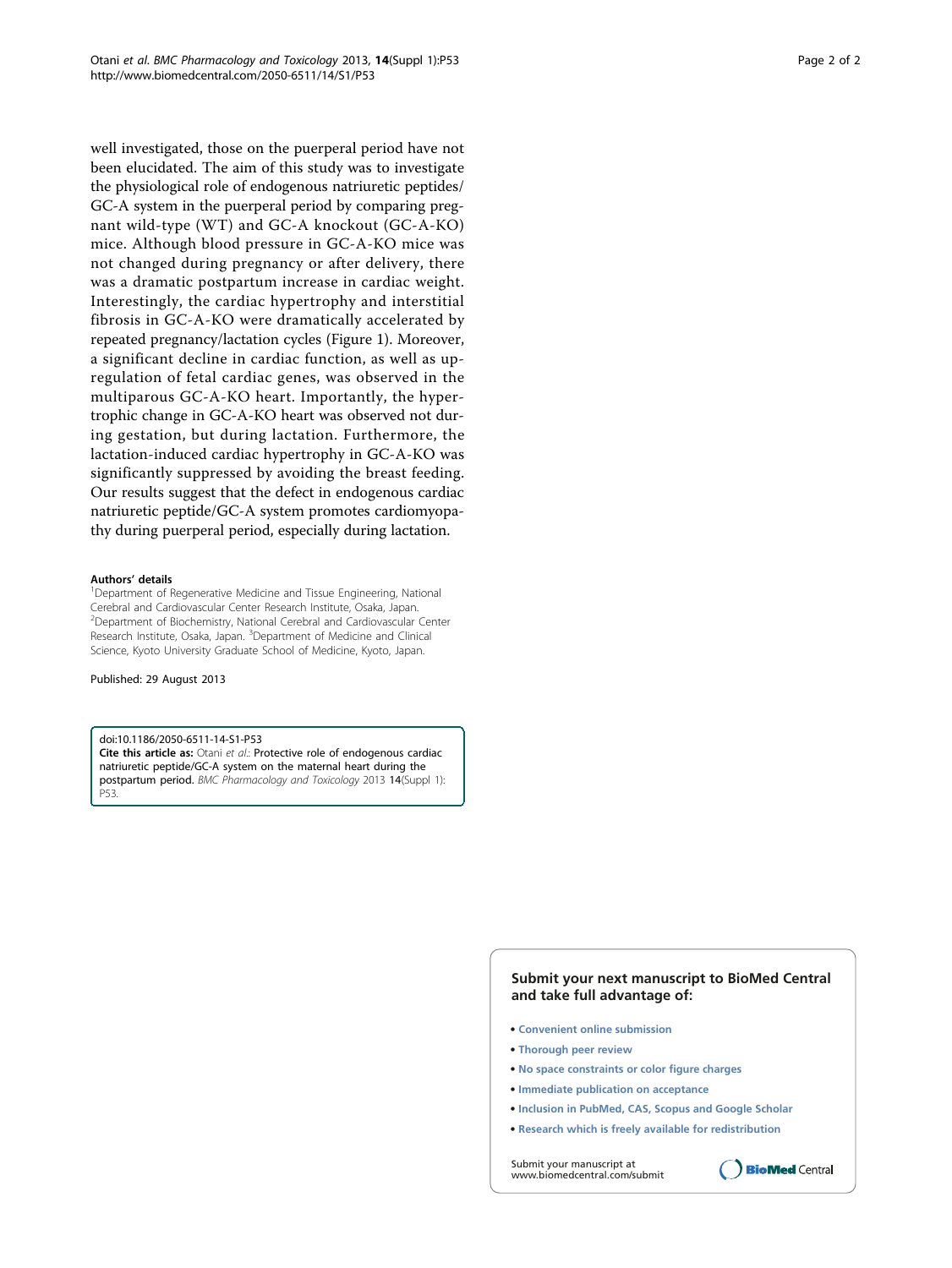well investigated, those on the puerperal period have not been elucidated. The aim of this study was to investigate the physiological role of endogenous natriuretic peptides/GC-A system in the puerperal period by comparing pregnant wild-type (WT) and GC-A knockout (GC-A-KO) mice. Although blood pressure in GC-A-KO mice was not changed during pregnancy or after delivery, there was a dramatic postpartum increase in cardiac weight. Interestingly, the cardiac hypertrophy and interstitial fibrosis in GC-A-KO were dramatically accelerated by repeated pregnancy/lactation cycles (Figure 1). Moreover, a significant decline in cardiac function, as well as up-regulation of fetal cardiac genes, was observed in the multiparous GC-A-KO heart. Importantly, the hypertrophic change in GC-A-KO heart was observed not during gestation, but during lactation. Furthermore, the lactation-induced cardiac hypertrophy in GC-A-KO was significantly suppressed by avoiding the breast feeding. Our results suggest that the defect in endogenous cardiac natriuretic peptide/GC-A system promotes cardiomyopathy during puerperal period, especially during lactation.

#### Authors' details

[1]Department of Regenerative Medicine and Tissue Engineering, National Cerebral and Cardiovascular Center Research Institute, Osaka, Japan. [2]Department of Biochemistry, National Cerebral and Cardiovascular Center Research Institute, Osaka, Japan. [3]Department of Medicine and Clinical Science, Kyoto University Graduate School of Medicine, Kyoto, Japan.

Published: 29 August 2013

doi:10.1186/2050-6511-14-S1-P53

**Cite this article as:** Otani *et al.*: Protective role of endogenous cardiac natriuretic peptide/GC-A system on the maternal heart during the postpartum period. *BMC Pharmacology and Toxicology* 2013 **14**(Suppl 1): P53.

**Submit your next manuscript to BioMed Central and take full advantage of:**

- Convenient online submission
- Thorough peer review
- No space constraints or color figure charges
- Immediate publication on acceptance
- Inclusion in PubMed, CAS, Scopus and Google Scholar
- Research which is freely available for redistribution

Submit your manuscript at www.biomedcentral.com/submit

BioMed Central